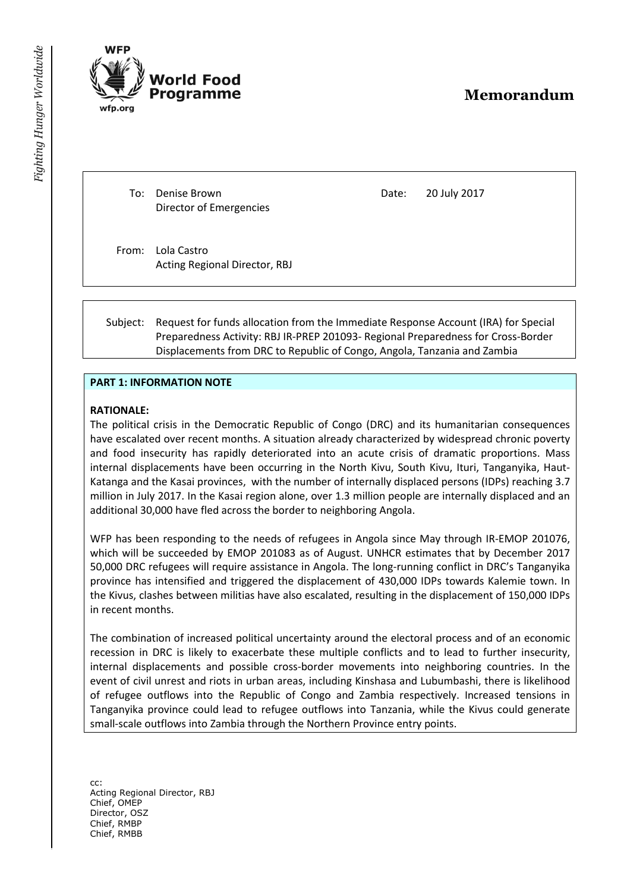WFP

World Food Programme

wfp.org

# Memorandum

To: Denise Brown
Director of Emergencies

Date: 20 July 2017

From: Lola Castro
Acting Regional Director, RBJ

Subject: Request for funds allocation from the Immediate Response Account (IRA) for Special Preparedness Activity: RBJ IR-PREP 201093- Regional Preparedness for Cross-Border Displacements from DRC to Republic of Congo, Angola, Tanzania and Zambia

**PART 1: INFORMATION NOTE**

**RATIONALE:**

The political crisis in the Democratic Republic of Congo (DRC) and its humanitarian consequences have escalated over recent months. A situation already characterized by widespread chronic poverty and food insecurity has rapidly deteriorated into an acute crisis of dramatic proportions. Mass internal displacements have been occurring in the North Kivu, South Kivu, Ituri, Tanganyika, Haut-Katanga and the Kasai provinces, with the number of internally displaced persons (IDPs) reaching 3.7 million in July 2017. In the Kasai region alone, over 1.3 million people are internally displaced and an additional 30,000 have fled across the border to neighboring Angola.

WFP has been responding to the needs of refugees in Angola since May through IR-EMOP 201076, which will be succeeded by EMOP 201083 as of August. UNHCR estimates that by December 2017 50,000 DRC refugees will require assistance in Angola. The long-running conflict in DRC's Tanganyika province has intensified and triggered the displacement of 430,000 IDPs towards Kalemie town. In the Kivus, clashes between militias have also escalated, resulting in the displacement of 150,000 IDPs in recent months.

The combination of increased political uncertainty around the electoral process and of an economic recession in DRC is likely to exacerbate these multiple conflicts and to lead to further insecurity, internal displacements and possible cross-border movements into neighboring countries. In the event of civil unrest and riots in urban areas, including Kinshasa and Lubumbashi, there is likelihood of refugee outflows into the Republic of Congo and Zambia respectively. Increased tensions in Tanganyika province could lead to refugee outflows into Tanzania, while the Kivus could generate small-scale outflows into Zambia through the Northern Province entry points.

cc:
Acting Regional Director, RBJ
Chief, OMEP
Director, OSZ
Chief, RMBP
Chief, RMBB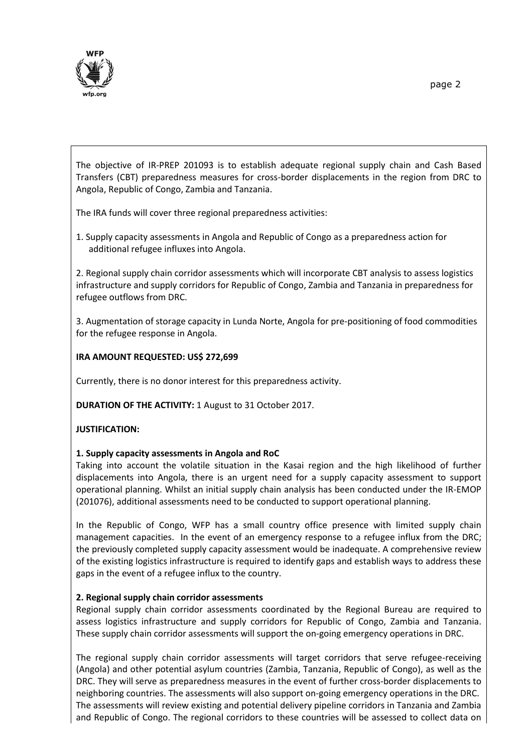The objective of IR-PREP 201093 is to establish adequate regional supply chain and Cash Based Transfers (CBT) preparedness measures for cross-border displacements in the region from DRC to Angola, Republic of Congo, Zambia and Tanzania.

The IRA funds will cover three regional preparedness activities:

1. Supply capacity assessments in Angola and Republic of Congo as a preparedness action for additional refugee influxes into Angola.

2. Regional supply chain corridor assessments which will incorporate CBT analysis to assess logistics infrastructure and supply corridors for Republic of Congo, Zambia and Tanzania in preparedness for refugee outflows from DRC.

3. Augmentation of storage capacity in Lunda Norte, Angola for pre-positioning of food commodities for the refugee response in Angola.

**IRA AMOUNT REQUESTED: US$ 272,699**

Currently, there is no donor interest for this preparedness activity.

**DURATION OF THE ACTIVITY:** 1 August to 31 October 2017.

**JUSTIFICATION:**

**1. Supply capacity assessments in Angola and RoC**

Taking into account the volatile situation in the Kasai region and the high likelihood of further displacements into Angola, there is an urgent need for a supply capacity assessment to support operational planning. Whilst an initial supply chain analysis has been conducted under the IR-EMOP (201076), additional assessments need to be conducted to support operational planning.

In the Republic of Congo, WFP has a small country office presence with limited supply chain management capacities. In the event of an emergency response to a refugee influx from the DRC; the previously completed supply capacity assessment would be inadequate. A comprehensive review of the existing logistics infrastructure is required to identify gaps and establish ways to address these gaps in the event of a refugee influx to the country.

**2. Regional supply chain corridor assessments**

Regional supply chain corridor assessments coordinated by the Regional Bureau are required to assess logistics infrastructure and supply corridors for Republic of Congo, Zambia and Tanzania. These supply chain corridor assessments will support the on-going emergency operations in DRC.

The regional supply chain corridor assessments will target corridors that serve refugee-receiving (Angola) and other potential asylum countries (Zambia, Tanzania, Republic of Congo), as well as the DRC. They will serve as preparedness measures in the event of further cross-border displacements to neighboring countries. The assessments will also support on-going emergency operations in the DRC. The assessments will review existing and potential delivery pipeline corridors in Tanzania and Zambia and Republic of Congo. The regional corridors to these countries will be assessed to collect data on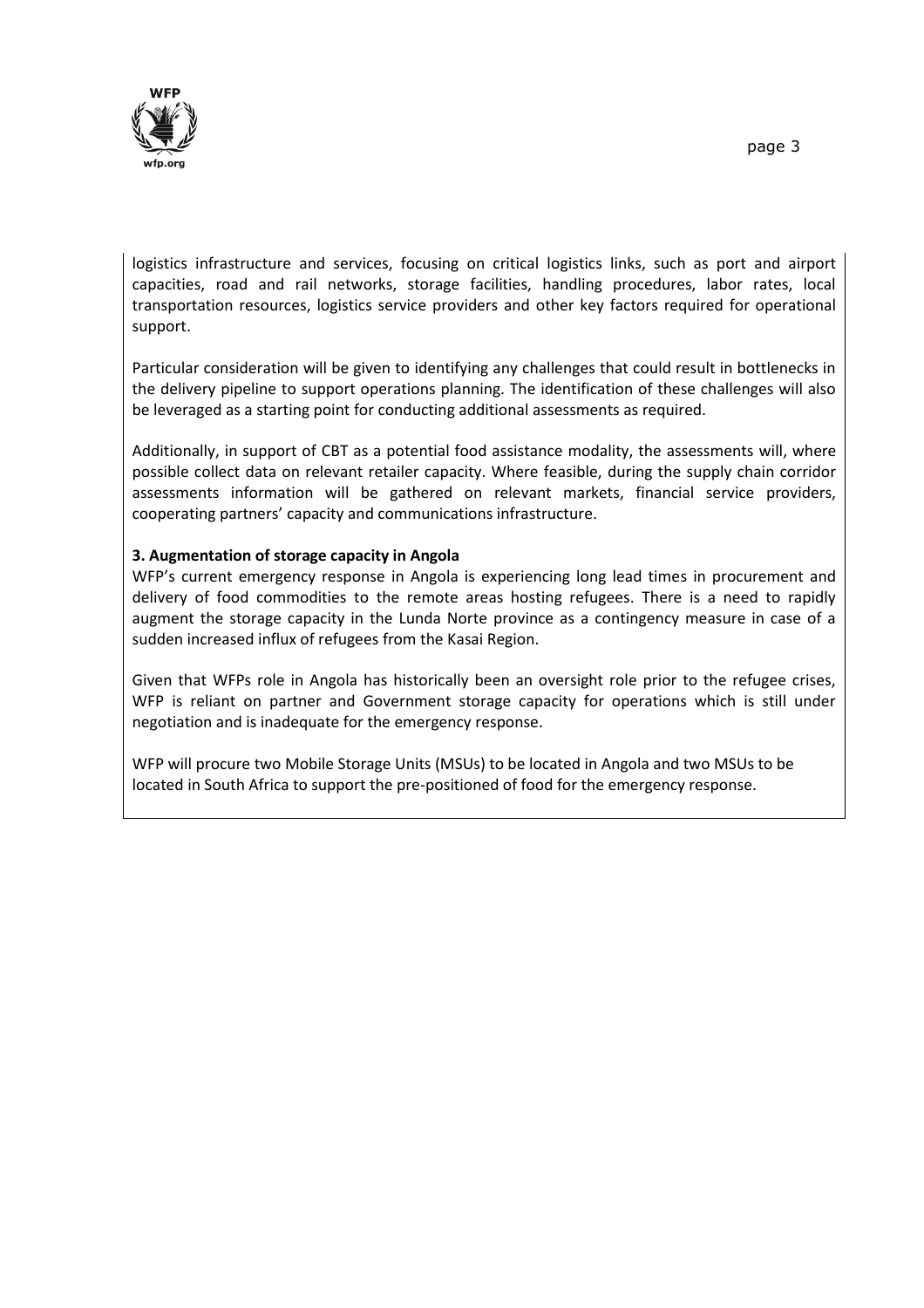logistics infrastructure and services, focusing on critical logistics links, such as port and airport capacities, road and rail networks, storage facilities, handling procedures, labor rates, local transportation resources, logistics service providers and other key factors required for operational support.

Particular consideration will be given to identifying any challenges that could result in bottlenecks in the delivery pipeline to support operations planning. The identification of these challenges will also be leveraged as a starting point for conducting additional assessments as required.

Additionally, in support of CBT as a potential food assistance modality, the assessments will, where possible collect data on relevant retailer capacity. Where feasible, during the supply chain corridor assessments information will be gathered on relevant markets, financial service providers, cooperating partners' capacity and communications infrastructure.

**3. Augmentation of storage capacity in Angola**

WFP's current emergency response in Angola is experiencing long lead times in procurement and delivery of food commodities to the remote areas hosting refugees. There is a need to rapidly augment the storage capacity in the Lunda Norte province as a contingency measure in case of a sudden increased influx of refugees from the Kasai Region.

Given that WFPs role in Angola has historically been an oversight role prior to the refugee crises, WFP is reliant on partner and Government storage capacity for operations which is still under negotiation and is inadequate for the emergency response.

WFP will procure two Mobile Storage Units (MSUs) to be located in Angola and two MSUs to be located in South Africa to support the pre-positioned of food for the emergency response.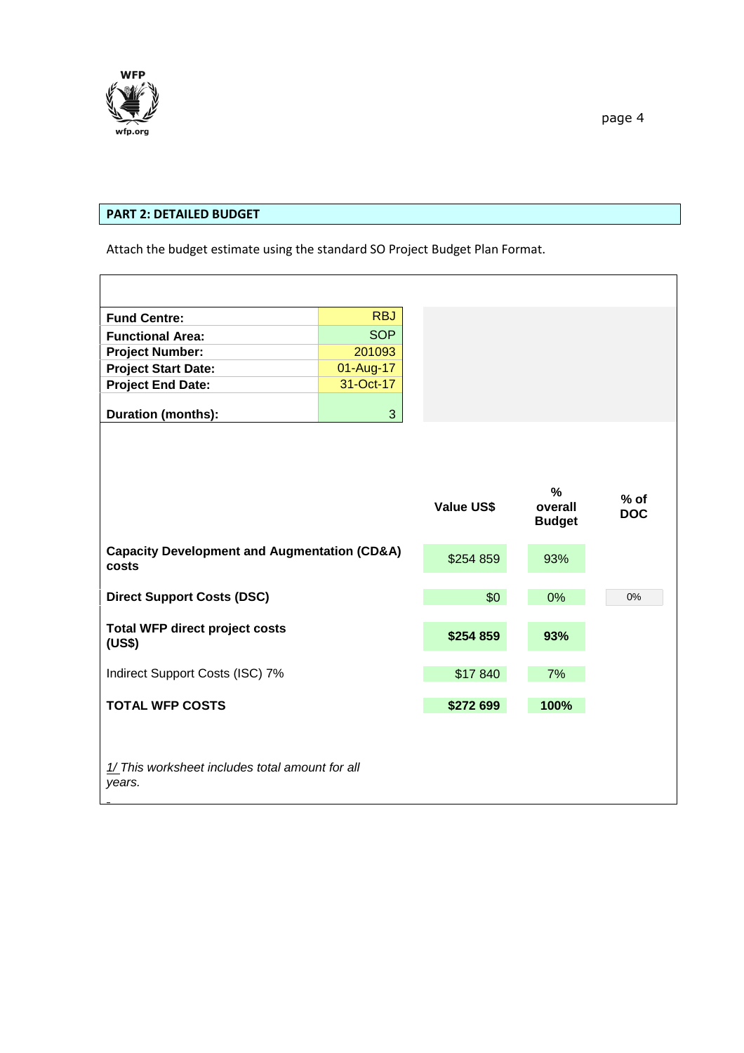## PART 2: DETAILED BUDGET

Attach the budget estimate using the standard SO Project Budget Plan Format.

| | |
|---|---|
| **Fund Centre:** | RBJ |
| **Functional Area:** | SOP |
| **Project Number:** | 201093 |
| **Project Start Date:** | 01-Aug-17 |
| **Project End Date:** | 31-Oct-17 |
| **Duration (months):** | 3 |

| | Value US$ | % overall Budget | % of DOC |
|---|---|---|---|
| **Capacity Development and Augmentation (CD&A) costs** | $254 859 | 93% | |
| **Direct Support Costs (DSC)** | $0 | 0% | 0% |
| **Total WFP direct project costs (US$)** | **$254 859** | **93%** | |
| Indirect Support Costs (ISC) 7% | $17 840 | 7% | |
| **TOTAL WFP COSTS** | **$272 699** | **100%** | |

*1/ This worksheet includes total amount for all years.*